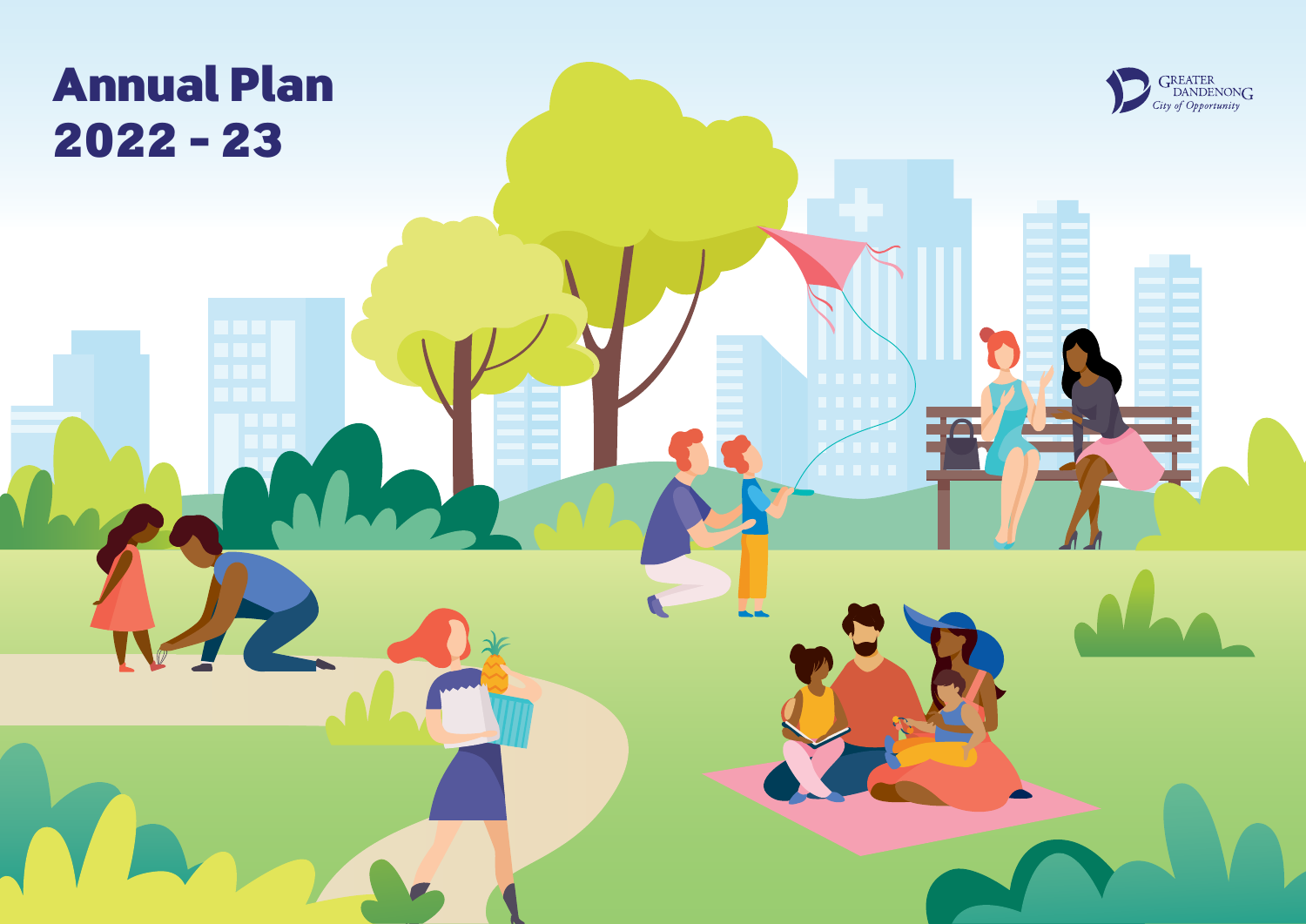# Annual Plan 2022 - 23

GREATER DANDENONG
*City of Opportunity*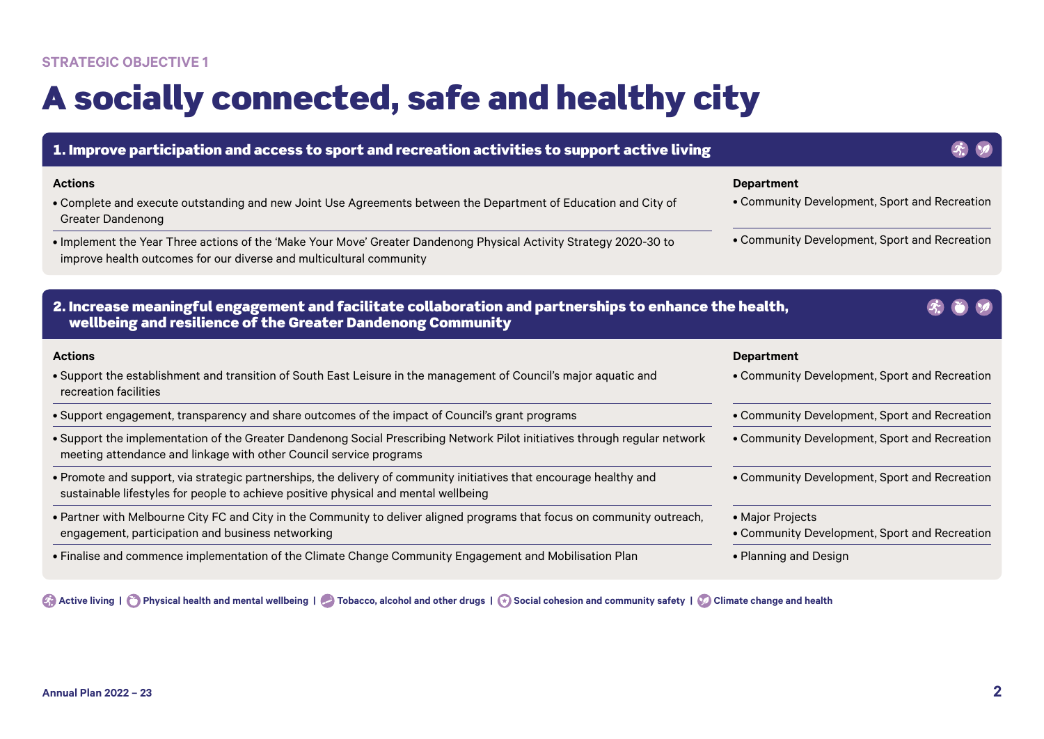STRATEGIC OBJECTIVE 1

# A socially connected, safe and healthy city

## 1. Improve participation and access to sport and recreation activities to support active living

| Actions | Department |
| --- | --- |
| • Complete and execute outstanding and new Joint Use Agreements between the Department of Education and City of Greater Dandenong | • Community Development, Sport and Recreation |
| • Implement the Year Three actions of the 'Make Your Move' Greater Dandenong Physical Activity Strategy 2020-30 to improve health outcomes for our diverse and multicultural community | • Community Development, Sport and Recreation |

## 2. Increase meaningful engagement and facilitate collaboration and partnerships to enhance the health, wellbeing and resilience of the Greater Dandenong Community

| Actions | Department |
| --- | --- |
| • Support the establishment and transition of South East Leisure in the management of Council's major aquatic and recreation facilities | • Community Development, Sport and Recreation |
| • Support engagement, transparency and share outcomes of the impact of Council's grant programs | • Community Development, Sport and Recreation |
| • Support the implementation of the Greater Dandenong Social Prescribing Network Pilot initiatives through regular network meeting attendance and linkage with other Council service programs | • Community Development, Sport and Recreation |
| • Promote and support, via strategic partnerships, the delivery of community initiatives that encourage healthy and sustainable lifestyles for people to achieve positive physical and mental wellbeing | • Community Development, Sport and Recreation |
| • Partner with Melbourne City FC and City in the Community to deliver aligned programs that focus on community outreach, engagement, participation and business networking | • Major Projects<br>• Community Development, Sport and Recreation |
| • Finalise and commence implementation of the Climate Change Community Engagement and Mobilisation Plan | • Planning and Design |

**Active living** | **Physical health and mental wellbeing** | **Tobacco, alcohol and other drugs** | **Social cohesion and community safety** | **Climate change and health**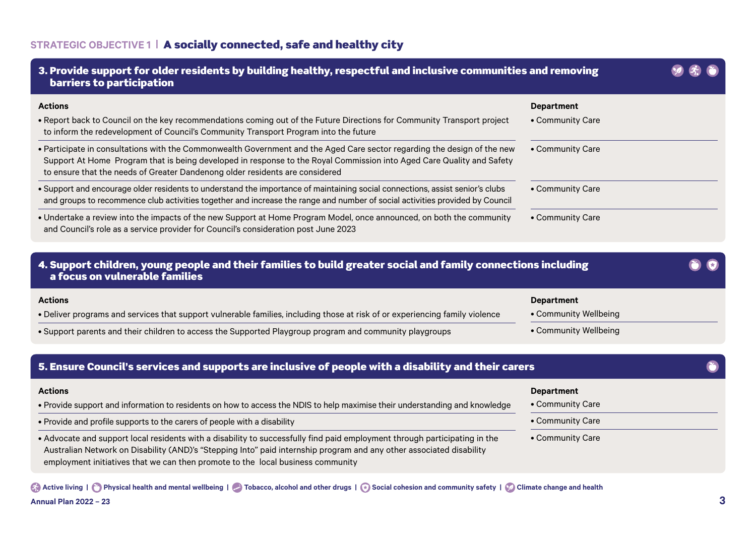**STRATEGIC OBJECTIVE 1 | A socially connected, safe and healthy city**

## 3. Provide support for older residents by building healthy, respectful and inclusive communities and removing barriers to participation

| Actions | Department |
|---|---|
| • Report back to Council on the key recommendations coming out of the Future Directions for Community Transport project to inform the redevelopment of Council's Community Transport Program into the future | • Community Care |
| • Participate in consultations with the Commonwealth Government and the Aged Care sector regarding the design of the new Support At Home Program that is being developed in response to the Royal Commission into Aged Care Quality and Safety to ensure that the needs of Greater Dandenong older residents are considered | • Community Care |
| • Support and encourage older residents to understand the importance of maintaining social connections, assist senior's clubs and groups to recommence club activities together and increase the range and number of social activities provided by Council | • Community Care |
| • Undertake a review into the impacts of the new Support at Home Program Model, once announced, on both the community and Council's role as a service provider for Council's consideration post June 2023 | • Community Care |

## 4. Support children, young people and their families to build greater social and family connections including a focus on vulnerable families

| Actions | Department |
|---|---|
| • Deliver programs and services that support vulnerable families, including those at risk of or experiencing family violence | • Community Wellbeing |
| • Support parents and their children to access the Supported Playgroup program and community playgroups | • Community Wellbeing |

## 5. Ensure Council's services and supports are inclusive of people with a disability and their carers

| Actions | Department |
|---|---|
| • Provide support and information to residents on how to access the NDIS to help maximise their understanding and knowledge | • Community Care |
| • Provide and profile supports to the carers of people with a disability | • Community Care |
| • Advocate and support local residents with a disability to successfully find paid employment through participating in the Australian Network on Disability (AND)'s "Stepping Into" paid internship program and any other associated disability employment initiatives that we can then promote to the local business community | • Community Care |

Active living | Physical health and mental wellbeing | Tobacco, alcohol and other drugs | Social cohesion and community safety | Climate change and health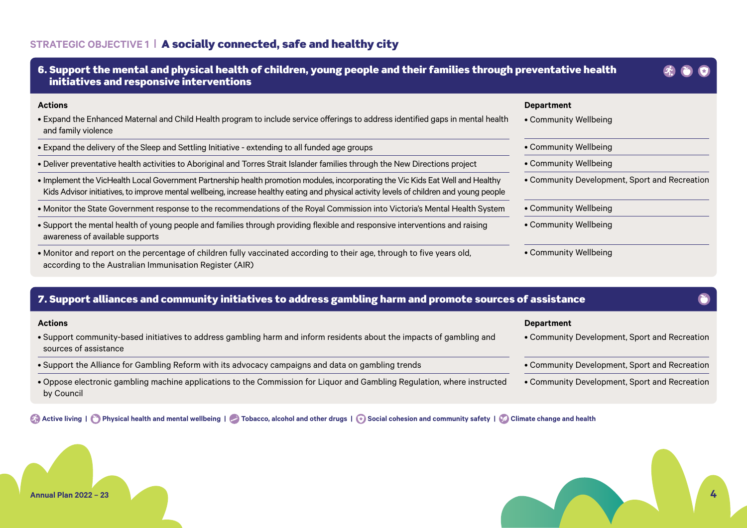## STRATEGIC OBJECTIVE 1 | A socially connected, safe and healthy city

### 6. Support the mental and physical health of children, young people and their families through preventative health initiatives and responsive interventions

| Actions | Department |
| --- | --- |
| • Expand the Enhanced Maternal and Child Health program to include service offerings to address identified gaps in mental health and family violence | • Community Wellbeing |
| • Expand the delivery of the Sleep and Settling Initiative - extending to all funded age groups | • Community Wellbeing |
| • Deliver preventative health activities to Aboriginal and Torres Strait Islander families through the New Directions project | • Community Wellbeing |
| • Implement the VicHealth Local Government Partnership health promotion modules, incorporating the Vic Kids Eat Well and Healthy Kids Advisor initiatives, to improve mental wellbeing, increase healthy eating and physical activity levels of children and young people | • Community Development, Sport and Recreation |
| • Monitor the State Government response to the recommendations of the Royal Commission into Victoria's Mental Health System | • Community Wellbeing |
| • Support the mental health of young people and families through providing flexible and responsive interventions and raising awareness of available supports | • Community Wellbeing |
| • Monitor and report on the percentage of children fully vaccinated according to their age, through to five years old, according to the Australian Immunisation Register (AIR) | • Community Wellbeing |

### 7. Support alliances and community initiatives to address gambling harm and promote sources of assistance

| Actions | Department |
| --- | --- |
| • Support community-based initiatives to address gambling harm and inform residents about the impacts of gambling and sources of assistance | • Community Development, Sport and Recreation |
| • Support the Alliance for Gambling Reform with its advocacy campaigns and data on gambling trends | • Community Development, Sport and Recreation |
| • Oppose electronic gambling machine applications to the Commission for Liquor and Gambling Regulation, where instructed by Council | • Community Development, Sport and Recreation |

Active living | Physical health and mental wellbeing | Tobacco, alcohol and other drugs | Social cohesion and community safety | Climate change and health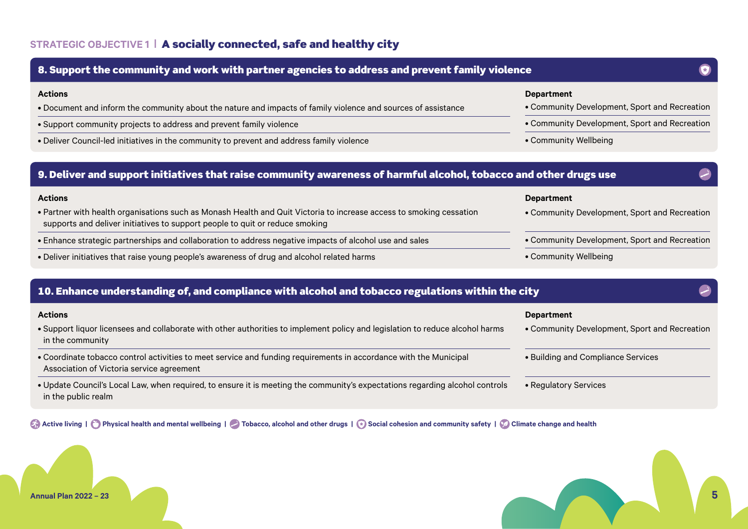## STRATEGIC OBJECTIVE 1 | A socially connected, safe and healthy city

### 8. Support the community and work with partner agencies to address and prevent family violence

| Actions | Department |
| --- | --- |
| • Document and inform the community about the nature and impacts of family violence and sources of assistance | • Community Development, Sport and Recreation |
| • Support community projects to address and prevent family violence | • Community Development, Sport and Recreation |
| • Deliver Council-led initiatives in the community to prevent and address family violence | • Community Wellbeing |

### 9. Deliver and support initiatives that raise community awareness of harmful alcohol, tobacco and other drugs use

| Actions | Department |
| --- | --- |
| • Partner with health organisations such as Monash Health and Quit Victoria to increase access to smoking cessation supports and deliver initiatives to support people to quit or reduce smoking | • Community Development, Sport and Recreation |
| • Enhance strategic partnerships and collaboration to address negative impacts of alcohol use and sales | • Community Development, Sport and Recreation |
| • Deliver initiatives that raise young people's awareness of drug and alcohol related harms | • Community Wellbeing |

### 10. Enhance understanding of, and compliance with alcohol and tobacco regulations within the city

| Actions | Department |
| --- | --- |
| • Support liquor licensees and collaborate with other authorities to implement policy and legislation to reduce alcohol harms in the community | • Community Development, Sport and Recreation |
| • Coordinate tobacco control activities to meet service and funding requirements in accordance with the Municipal Association of Victoria service agreement | • Building and Compliance Services |
| • Update Council's Local Law, when required, to ensure it is meeting the community's expectations regarding alcohol controls in the public realm | • Regulatory Services |

Active living | Physical health and mental wellbeing | Tobacco, alcohol and other drugs | Social cohesion and community safety | Climate change and health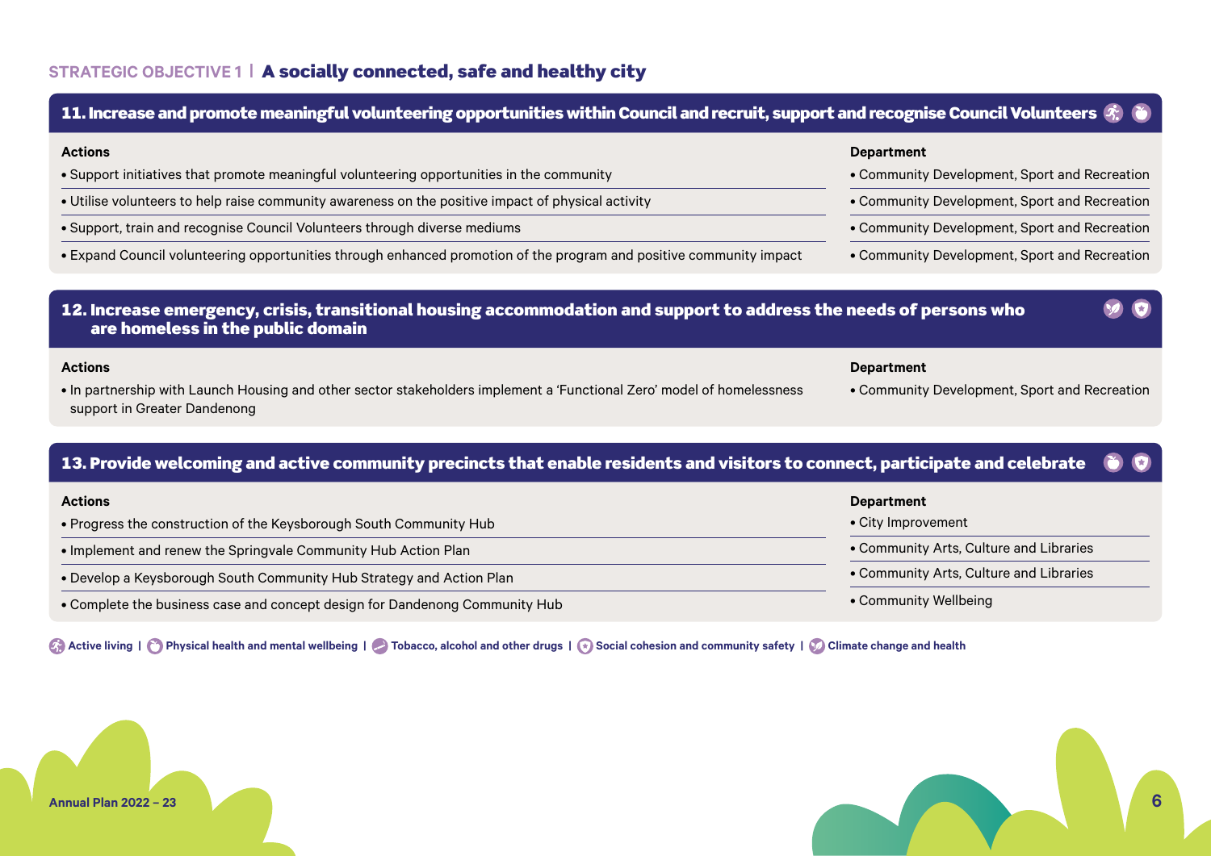## STRATEGIC OBJECTIVE 1 | A socially connected, safe and healthy city

### 11. Increase and promote meaningful volunteering opportunities within Council and recruit, support and recognise Council Volunteers

| Actions | Department |
|---|---|
| • Support initiatives that promote meaningful volunteering opportunities in the community | • Community Development, Sport and Recreation |
| • Utilise volunteers to help raise community awareness on the positive impact of physical activity | • Community Development, Sport and Recreation |
| • Support, train and recognise Council Volunteers through diverse mediums | • Community Development, Sport and Recreation |
| • Expand Council volunteering opportunities through enhanced promotion of the program and positive community impact | • Community Development, Sport and Recreation |

### 12. Increase emergency, crisis, transitional housing accommodation and support to address the needs of persons who are homeless in the public domain

| Actions | Department |
|---|---|
| • In partnership with Launch Housing and other sector stakeholders implement a 'Functional Zero' model of homelessness support in Greater Dandenong | • Community Development, Sport and Recreation |

### 13. Provide welcoming and active community precincts that enable residents and visitors to connect, participate and celebrate

| Actions | Department |
|---|---|
| • Progress the construction of the Keysborough South Community Hub | • City Improvement |
| • Implement and renew the Springvale Community Hub Action Plan | • Community Arts, Culture and Libraries |
| • Develop a Keysborough South Community Hub Strategy and Action Plan | • Community Arts, Culture and Libraries |
| • Complete the business case and concept design for Dandenong Community Hub | • Community Wellbeing |

Active living | Physical health and mental wellbeing | Tobacco, alcohol and other drugs | Social cohesion and community safety | Climate change and health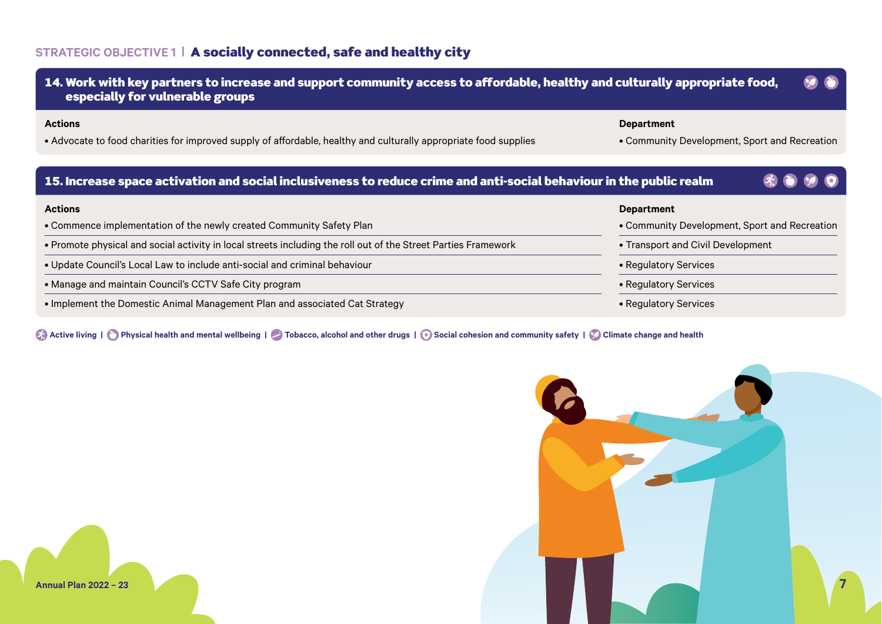## STRATEGIC OBJECTIVE 1 | A socially connected, safe and healthy city

### 14. Work with key partners to increase and support community access to affordable, healthy and culturally appropriate food, especially for vulnerable groups

| Actions | Department |
|---|---|
| • Advocate to food charities for improved supply of affordable, healthy and culturally appropriate food supplies | • Community Development, Sport and Recreation |

### 15. Increase space activation and social inclusiveness to reduce crime and anti-social behaviour in the public realm

| Actions | Department |
|---|---|
| • Commence implementation of the newly created Community Safety Plan | • Community Development, Sport and Recreation |
| • Promote physical and social activity in local streets including the roll out of the Street Parties Framework | • Transport and Civil Development |
| • Update Council's Local Law to include anti-social and criminal behaviour | • Regulatory Services |
| • Manage and maintain Council's CCTV Safe City program | • Regulatory Services |
| • Implement the Domestic Animal Management Plan and associated Cat Strategy | • Regulatory Services |

Active living | Physical health and mental wellbeing | Tobacco, alcohol and other drugs | Social cohesion and community safety | Climate change and health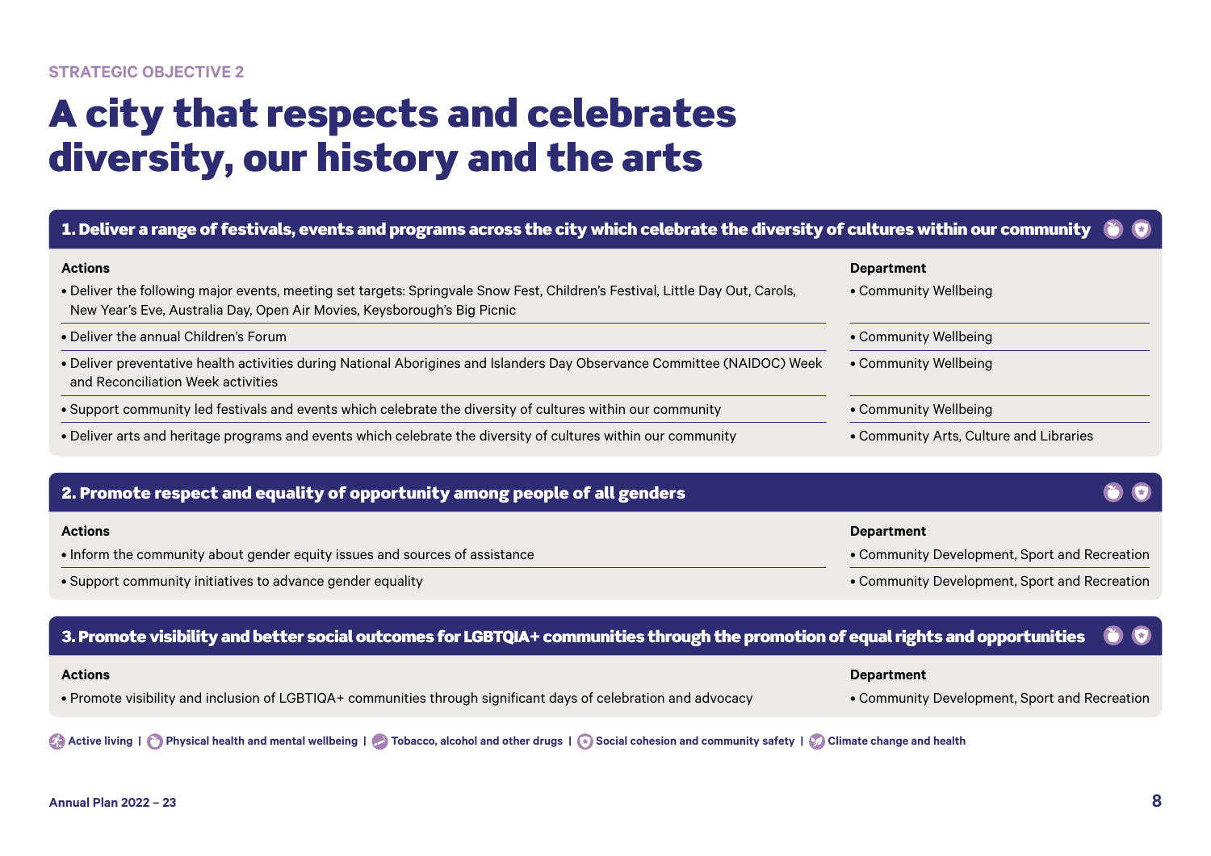STRATEGIC OBJECTIVE 2

# A city that respects and celebrates diversity, our history and the arts

## 1. Deliver a range of festivals, events and programs across the city which celebrate the diversity of cultures within our community

| Actions | Department |
|---|---|
| • Deliver the following major events, meeting set targets: Springvale Snow Fest, Children's Festival, Little Day Out, Carols, New Year's Eve, Australia Day, Open Air Movies, Keysborough's Big Picnic | • Community Wellbeing |
| • Deliver the annual Children's Forum | • Community Wellbeing |
| • Deliver preventative health activities during National Aborigines and Islanders Day Observance Committee (NAIDOC) Week and Reconciliation Week activities | • Community Wellbeing |
| • Support community led festivals and events which celebrate the diversity of cultures within our community | • Community Wellbeing |
| • Deliver arts and heritage programs and events which celebrate the diversity of cultures within our community | • Community Arts, Culture and Libraries |

## 2. Promote respect and equality of opportunity among people of all genders

| Actions | Department |
|---|---|
| • Inform the community about gender equity issues and sources of assistance | • Community Development, Sport and Recreation |
| • Support community initiatives to advance gender equality | • Community Development, Sport and Recreation |

## 3. Promote visibility and better social outcomes for LGBTQIA+ communities through the promotion of equal rights and opportunities

| Actions | Department |
|---|---|
| • Promote visibility and inclusion of LGBTIQA+ communities through significant days of celebration and advocacy | • Community Development, Sport and Recreation |

Active living | Physical health and mental wellbeing | Tobacco, alcohol and other drugs | Social cohesion and community safety | Climate change and health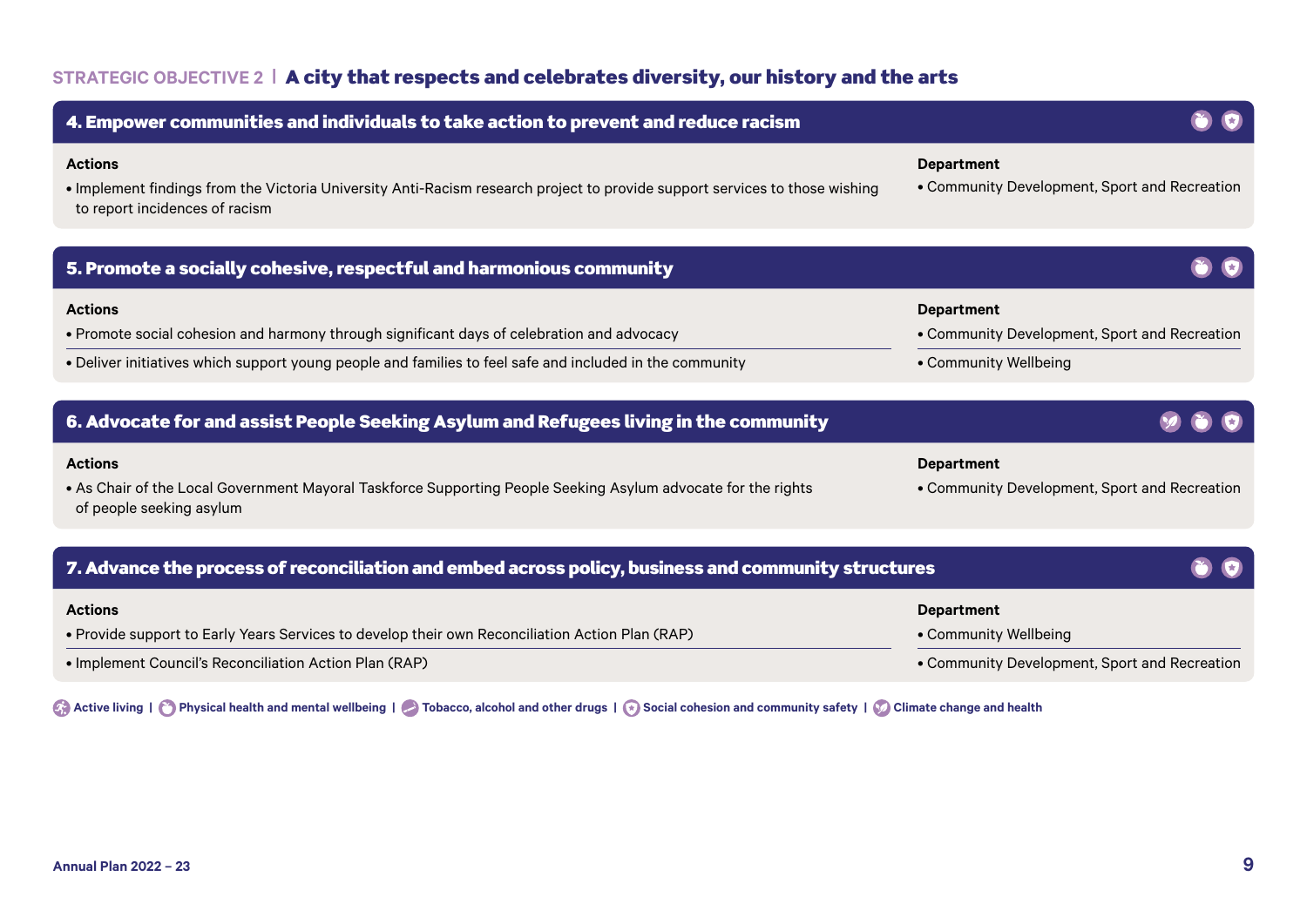## STRATEGIC OBJECTIVE 2 | A city that respects and celebrates diversity, our history and the arts

### 4. Empower communities and individuals to take action to prevent and reduce racism

| Actions | Department |
| --- | --- |
| • Implement findings from the Victoria University Anti-Racism research project to provide support services to those wishing to report incidences of racism | • Community Development, Sport and Recreation |

### 5. Promote a socially cohesive, respectful and harmonious community

| Actions | Department |
| --- | --- |
| • Promote social cohesion and harmony through significant days of celebration and advocacy | • Community Development, Sport and Recreation |
| • Deliver initiatives which support young people and families to feel safe and included in the community | • Community Wellbeing |

### 6. Advocate for and assist People Seeking Asylum and Refugees living in the community

| Actions | Department |
| --- | --- |
| • As Chair of the Local Government Mayoral Taskforce Supporting People Seeking Asylum advocate for the rights of people seeking asylum | • Community Development, Sport and Recreation |

### 7. Advance the process of reconciliation and embed across policy, business and community structures

| Actions | Department |
| --- | --- |
| • Provide support to Early Years Services to develop their own Reconciliation Action Plan (RAP) | • Community Wellbeing |
| • Implement Council's Reconciliation Action Plan (RAP) | • Community Development, Sport and Recreation |

Active living | Physical health and mental wellbeing | Tobacco, alcohol and other drugs | Social cohesion and community safety | Climate change and health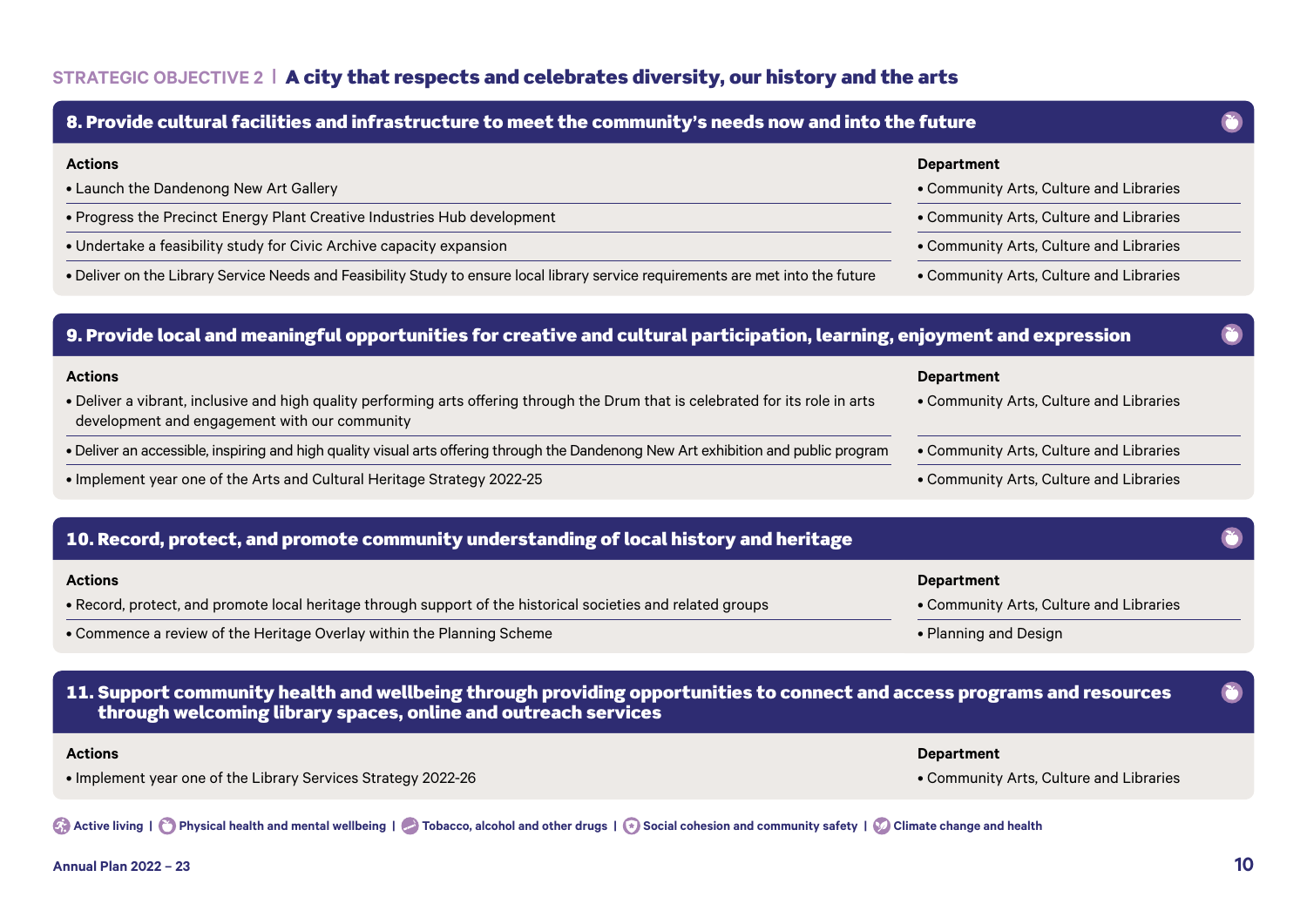## STRATEGIC OBJECTIVE 2 | A city that respects and celebrates diversity, our history and the arts

### 8. Provide cultural facilities and infrastructure to meet the community's needs now and into the future

| Actions | Department |
| --- | --- |
| • Launch the Dandenong New Art Gallery | • Community Arts, Culture and Libraries |
| • Progress the Precinct Energy Plant Creative Industries Hub development | • Community Arts, Culture and Libraries |
| • Undertake a feasibility study for Civic Archive capacity expansion | • Community Arts, Culture and Libraries |
| • Deliver on the Library Service Needs and Feasibility Study to ensure local library service requirements are met into the future | • Community Arts, Culture and Libraries |

### 9. Provide local and meaningful opportunities for creative and cultural participation, learning, enjoyment and expression

| Actions | Department |
| --- | --- |
| • Deliver a vibrant, inclusive and high quality performing arts offering through the Drum that is celebrated for its role in arts development and engagement with our community | • Community Arts, Culture and Libraries |
| • Deliver an accessible, inspiring and high quality visual arts offering through the Dandenong New Art exhibition and public program | • Community Arts, Culture and Libraries |
| • Implement year one of the Arts and Cultural Heritage Strategy 2022-25 | • Community Arts, Culture and Libraries |

### 10. Record, protect, and promote community understanding of local history and heritage

| Actions | Department |
| --- | --- |
| • Record, protect, and promote local heritage through support of the historical societies and related groups | • Community Arts, Culture and Libraries |
| • Commence a review of the Heritage Overlay within the Planning Scheme | • Planning and Design |

### 11. Support community health and wellbeing through providing opportunities to connect and access programs and resources through welcoming library spaces, online and outreach services

| Actions | Department |
| --- | --- |
| • Implement year one of the Library Services Strategy 2022-26 | • Community Arts, Culture and Libraries |

Active living | Physical health and mental wellbeing | Tobacco, alcohol and other drugs | Social cohesion and community safety | Climate change and health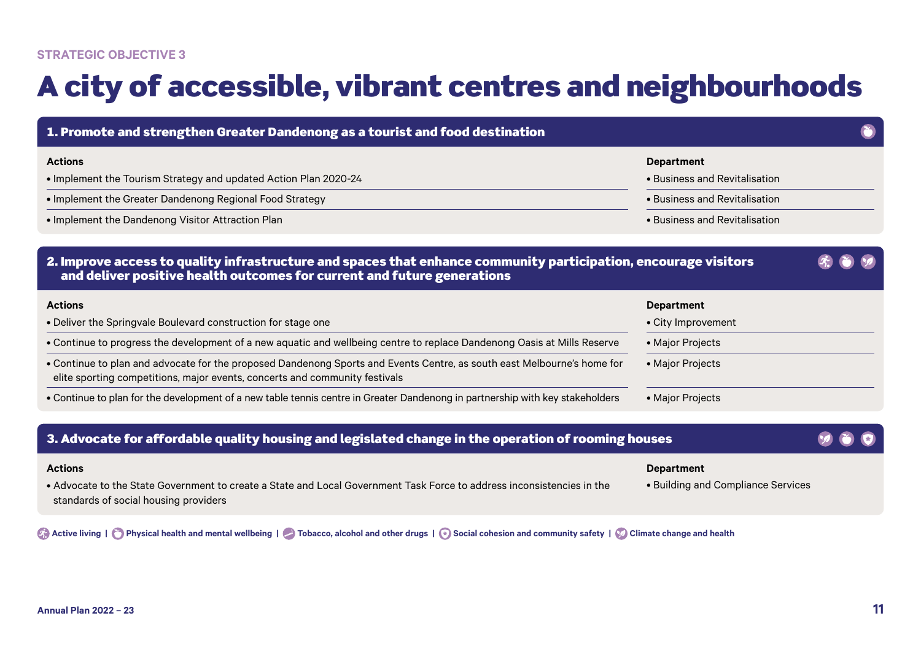STRATEGIC OBJECTIVE 3

# A city of accessible, vibrant centres and neighbourhoods

## 1. Promote and strengthen Greater Dandenong as a tourist and food destination

| Actions | Department |
| --- | --- |
| • Implement the Tourism Strategy and updated Action Plan 2020-24 | • Business and Revitalisation |
| • Implement the Greater Dandenong Regional Food Strategy | • Business and Revitalisation |
| • Implement the Dandenong Visitor Attraction Plan | • Business and Revitalisation |

## 2. Improve access to quality infrastructure and spaces that enhance community participation, encourage visitors and deliver positive health outcomes for current and future generations

| Actions | Department |
| --- | --- |
| • Deliver the Springvale Boulevard construction for stage one | • City Improvement |
| • Continue to progress the development of a new aquatic and wellbeing centre to replace Dandenong Oasis at Mills Reserve | • Major Projects |
| • Continue to plan and advocate for the proposed Dandenong Sports and Events Centre, as south east Melbourne's home for elite sporting competitions, major events, concerts and community festivals | • Major Projects |
| • Continue to plan for the development of a new table tennis centre in Greater Dandenong in partnership with key stakeholders | • Major Projects |

## 3. Advocate for affordable quality housing and legislated change in the operation of rooming houses

| Actions | Department |
| --- | --- |
| • Advocate to the State Government to create a State and Local Government Task Force to address inconsistencies in the standards of social housing providers | • Building and Compliance Services |

Active living | Physical health and mental wellbeing | Tobacco, alcohol and other drugs | Social cohesion and community safety | Climate change and health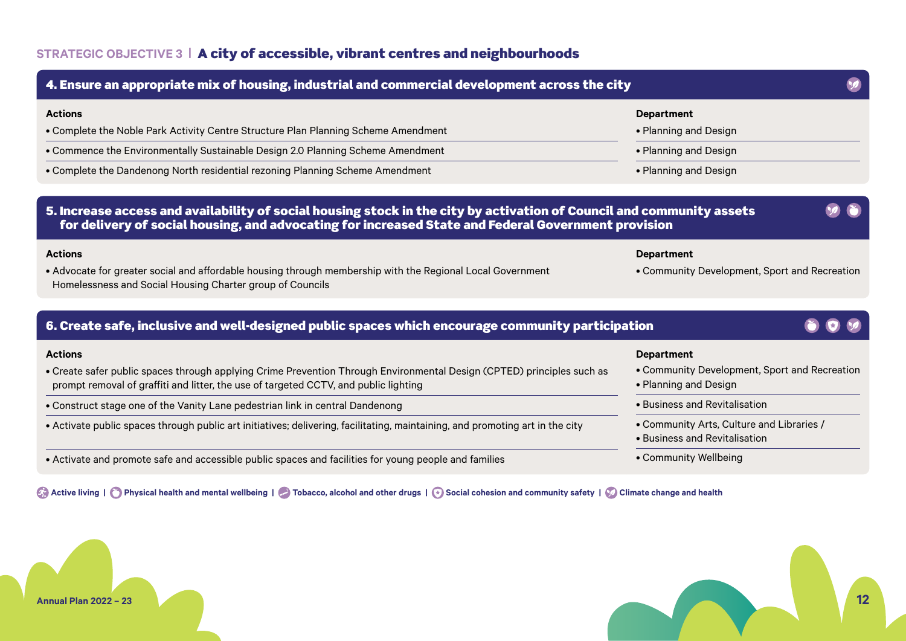## STRATEGIC OBJECTIVE 3 | A city of accessible, vibrant centres and neighbourhoods

### 4. Ensure an appropriate mix of housing, industrial and commercial development across the city

| Actions | Department |
| --- | --- |
| • Complete the Noble Park Activity Centre Structure Plan Planning Scheme Amendment | • Planning and Design |
| • Commence the Environmentally Sustainable Design 2.0 Planning Scheme Amendment | • Planning and Design |
| • Complete the Dandenong North residential rezoning Planning Scheme Amendment | • Planning and Design |

### 5. Increase access and availability of social housing stock in the city by activation of Council and community assets for delivery of social housing, and advocating for increased State and Federal Government provision

| Actions | Department |
| --- | --- |
| • Advocate for greater social and affordable housing through membership with the Regional Local Government Homelessness and Social Housing Charter group of Councils | • Community Development, Sport and Recreation |

### 6. Create safe, inclusive and well-designed public spaces which encourage community participation

| Actions | Department |
| --- | --- |
| • Create safer public spaces through applying Crime Prevention Through Environmental Design (CPTED) principles such as prompt removal of graffiti and litter, the use of targeted CCTV, and public lighting | • Community Development, Sport and Recreation<br>• Planning and Design |
| • Construct stage one of the Vanity Lane pedestrian link in central Dandenong | • Business and Revitalisation |
| • Activate public spaces through public art initiatives; delivering, facilitating, maintaining, and promoting art in the city | • Community Arts, Culture and Libraries /<br>• Business and Revitalisation |
| • Activate and promote safe and accessible public spaces and facilities for young people and families | • Community Wellbeing |

Active living | Physical health and mental wellbeing | Tobacco, alcohol and other drugs | Social cohesion and community safety | Climate change and health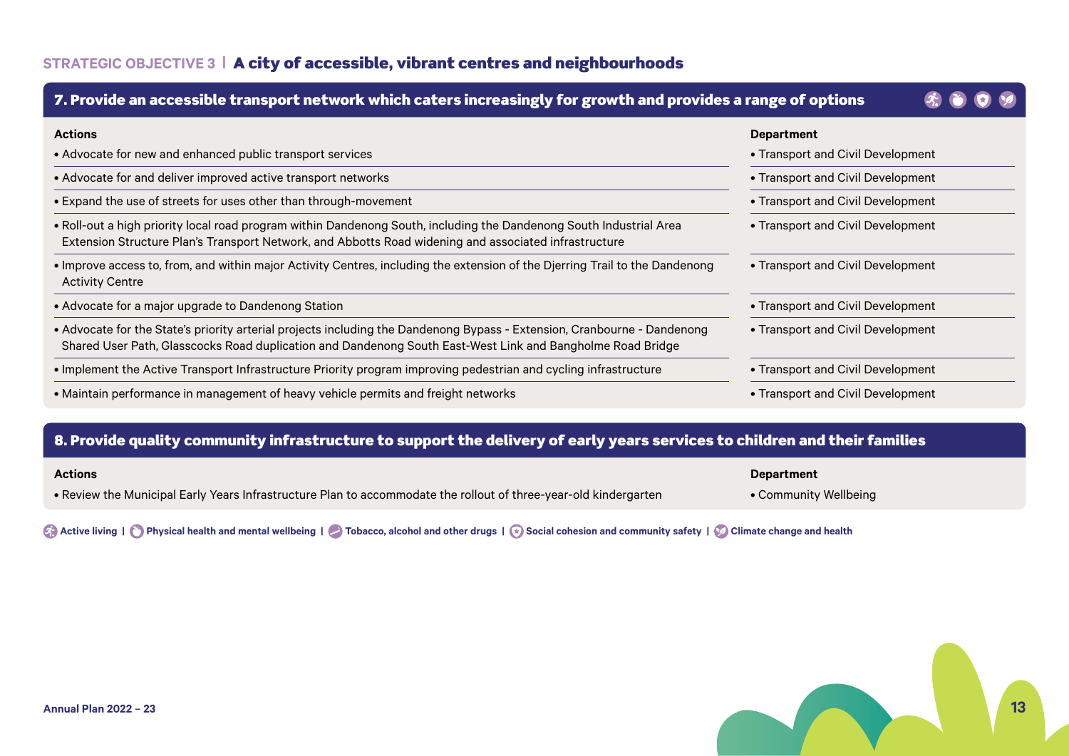## STRATEGIC OBJECTIVE 3 | A city of accessible, vibrant centres and neighbourhoods

### 7. Provide an accessible transport network which caters increasingly for growth and provides a range of options

| Actions | Department |
|---|---|
| • Advocate for new and enhanced public transport services | • Transport and Civil Development |
| • Advocate for and deliver improved active transport networks | • Transport and Civil Development |
| • Expand the use of streets for uses other than through-movement | • Transport and Civil Development |
| • Roll-out a high priority local road program within Dandenong South, including the Dandenong South Industrial Area Extension Structure Plan's Transport Network, and Abbotts Road widening and associated infrastructure | • Transport and Civil Development |
| • Improve access to, from, and within major Activity Centres, including the extension of the Djerring Trail to the Dandenong Activity Centre | • Transport and Civil Development |
| • Advocate for a major upgrade to Dandenong Station | • Transport and Civil Development |
| • Advocate for the State's priority arterial projects including the Dandenong Bypass - Extension, Cranbourne - Dandenong Shared User Path, Glasscocks Road duplication and Dandenong South East-West Link and Bangholme Road Bridge | • Transport and Civil Development |
| • Implement the Active Transport Infrastructure Priority program improving pedestrian and cycling infrastructure | • Transport and Civil Development |
| • Maintain performance in management of heavy vehicle permits and freight networks | • Transport and Civil Development |

### 8. Provide quality community infrastructure to support the delivery of early years services to children and their families

| Actions | Department |
|---|---|
| • Review the Municipal Early Years Infrastructure Plan to accommodate the rollout of three-year-old kindergarten | • Community Wellbeing |

Active living | Physical health and mental wellbeing | Tobacco, alcohol and other drugs | Social cohesion and community safety | Climate change and health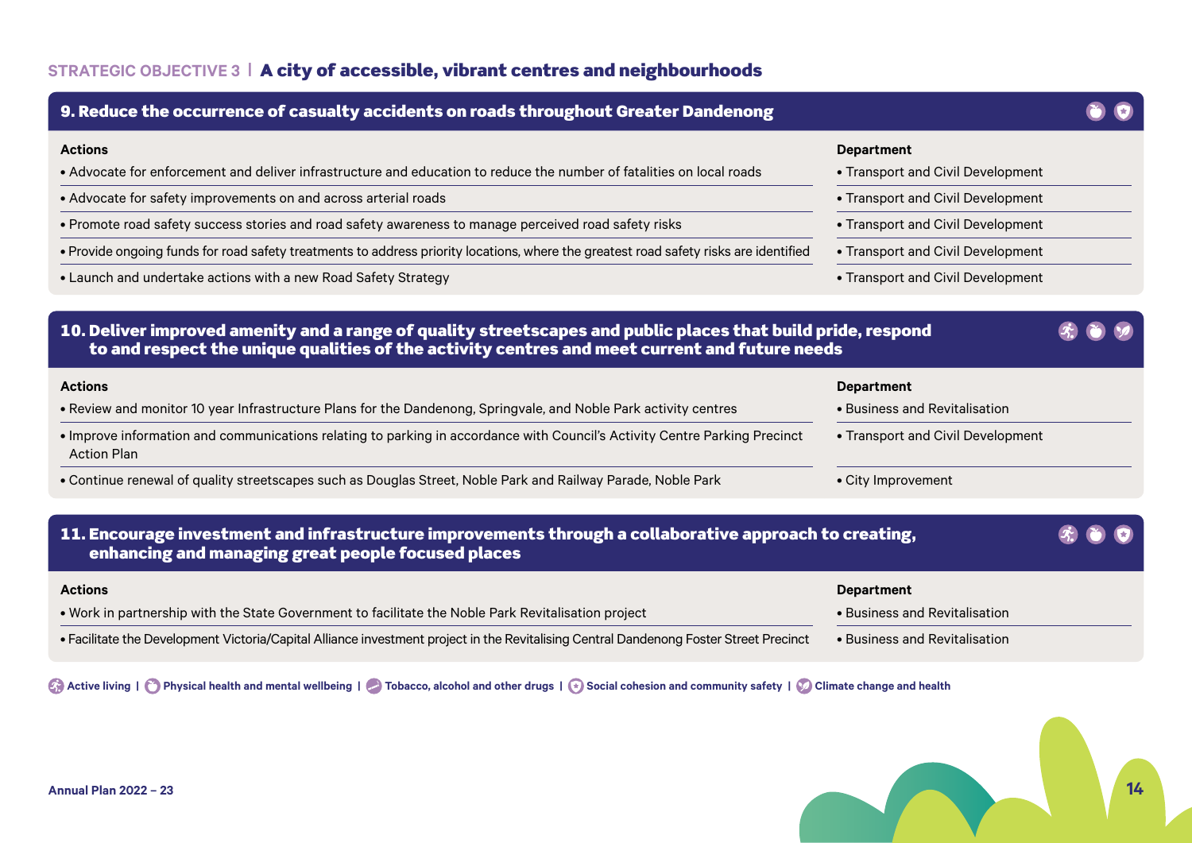## STRATEGIC OBJECTIVE 3 | A city of accessible, vibrant centres and neighbourhoods

### 9. Reduce the occurrence of casualty accidents on roads throughout Greater Dandenong

| Actions | Department |
|---|---|
| • Advocate for enforcement and deliver infrastructure and education to reduce the number of fatalities on local roads | • Transport and Civil Development |
| • Advocate for safety improvements on and across arterial roads | • Transport and Civil Development |
| • Promote road safety success stories and road safety awareness to manage perceived road safety risks | • Transport and Civil Development |
| • Provide ongoing funds for road safety treatments to address priority locations, where the greatest road safety risks are identified | • Transport and Civil Development |
| • Launch and undertake actions with a new Road Safety Strategy | • Transport and Civil Development |

### 10. Deliver improved amenity and a range of quality streetscapes and public places that build pride, respond to and respect the unique qualities of the activity centres and meet current and future needs

| Actions | Department |
|---|---|
| • Review and monitor 10 year Infrastructure Plans for the Dandenong, Springvale, and Noble Park activity centres | • Business and Revitalisation |
| • Improve information and communications relating to parking in accordance with Council's Activity Centre Parking Precinct Action Plan | • Transport and Civil Development |
| • Continue renewal of quality streetscapes such as Douglas Street, Noble Park and Railway Parade, Noble Park | • City Improvement |

### 11. Encourage investment and infrastructure improvements through a collaborative approach to creating, enhancing and managing great people focused places

| Actions | Department |
|---|---|
| • Work in partnership with the State Government to facilitate the Noble Park Revitalisation project | • Business and Revitalisation |
| • Facilitate the Development Victoria/Capital Alliance investment project in the Revitalising Central Dandenong Foster Street Precinct | • Business and Revitalisation |

Active living | Physical health and mental wellbeing | Tobacco, alcohol and other drugs | Social cohesion and community safety | Climate change and health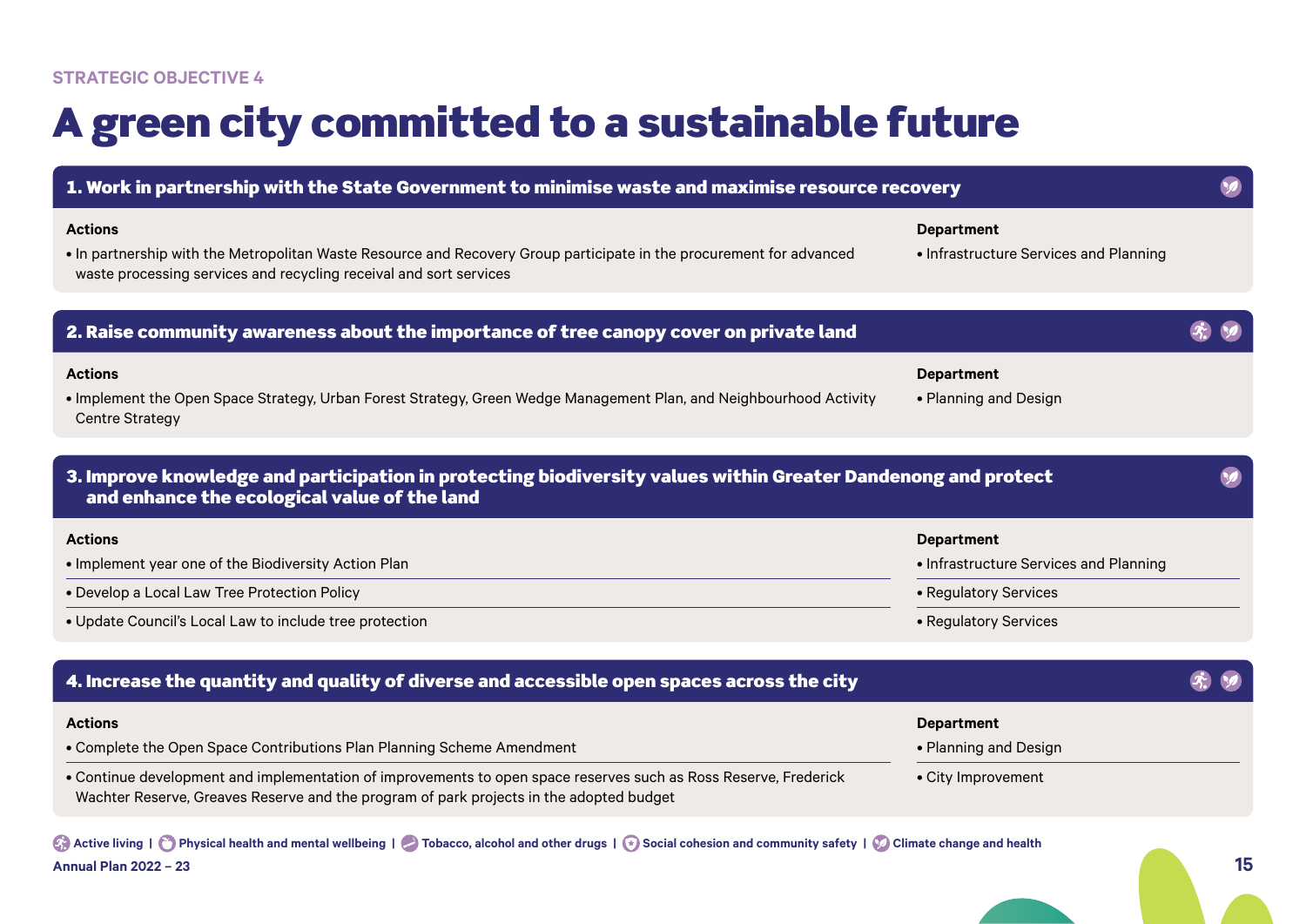STRATEGIC OBJECTIVE 4

# A green city committed to a sustainable future

## 1. Work in partnership with the State Government to minimise waste and maximise resource recovery

| Actions | Department |
| --- | --- |
| • In partnership with the Metropolitan Waste Resource and Recovery Group participate in the procurement for advanced waste processing services and recycling receival and sort services | • Infrastructure Services and Planning |

## 2. Raise community awareness about the importance of tree canopy cover on private land

| Actions | Department |
| --- | --- |
| • Implement the Open Space Strategy, Urban Forest Strategy, Green Wedge Management Plan, and Neighbourhood Activity Centre Strategy | • Planning and Design |

## 3. Improve knowledge and participation in protecting biodiversity values within Greater Dandenong and protect and enhance the ecological value of the land

| Actions | Department |
| --- | --- |
| • Implement year one of the Biodiversity Action Plan | • Infrastructure Services and Planning |
| • Develop a Local Law Tree Protection Policy | • Regulatory Services |
| • Update Council's Local Law to include tree protection | • Regulatory Services |

## 4. Increase the quantity and quality of diverse and accessible open spaces across the city

| Actions | Department |
| --- | --- |
| • Complete the Open Space Contributions Plan Planning Scheme Amendment | • Planning and Design |
| • Continue development and implementation of improvements to open space reserves such as Ross Reserve, Frederick Wachter Reserve, Greaves Reserve and the program of park projects in the adopted budget | • City Improvement |

Active living | Physical health and mental wellbeing | Tobacco, alcohol and other drugs | Social cohesion and community safety | Climate change and health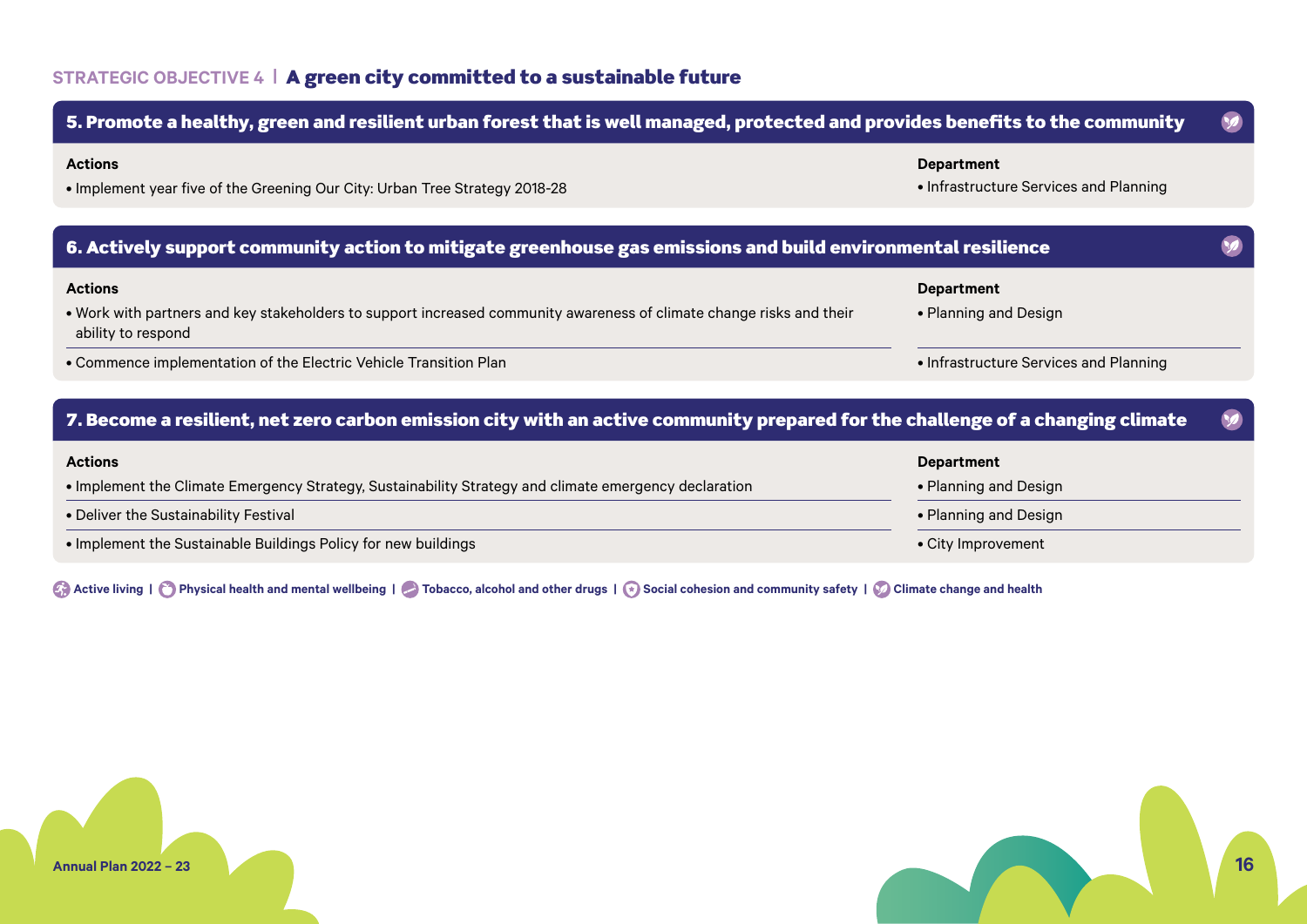## STRATEGIC OBJECTIVE 4 | A green city committed to a sustainable future

### 5. Promote a healthy, green and resilient urban forest that is well managed, protected and provides benefits to the community

| Actions | Department |
| --- | --- |
| • Implement year five of the Greening Our City: Urban Tree Strategy 2018-28 | • Infrastructure Services and Planning |

### 6. Actively support community action to mitigate greenhouse gas emissions and build environmental resilience

| Actions | Department |
| --- | --- |
| • Work with partners and key stakeholders to support increased community awareness of climate change risks and their ability to respond | • Planning and Design |
| • Commence implementation of the Electric Vehicle Transition Plan | • Infrastructure Services and Planning |

### 7. Become a resilient, net zero carbon emission city with an active community prepared for the challenge of a changing climate

| Actions | Department |
| --- | --- |
| • Implement the Climate Emergency Strategy, Sustainability Strategy and climate emergency declaration | • Planning and Design |
| • Deliver the Sustainability Festival | • Planning and Design |
| • Implement the Sustainable Buildings Policy for new buildings | • City Improvement |

Active living | Physical health and mental wellbeing | Tobacco, alcohol and other drugs | Social cohesion and community safety | Climate change and health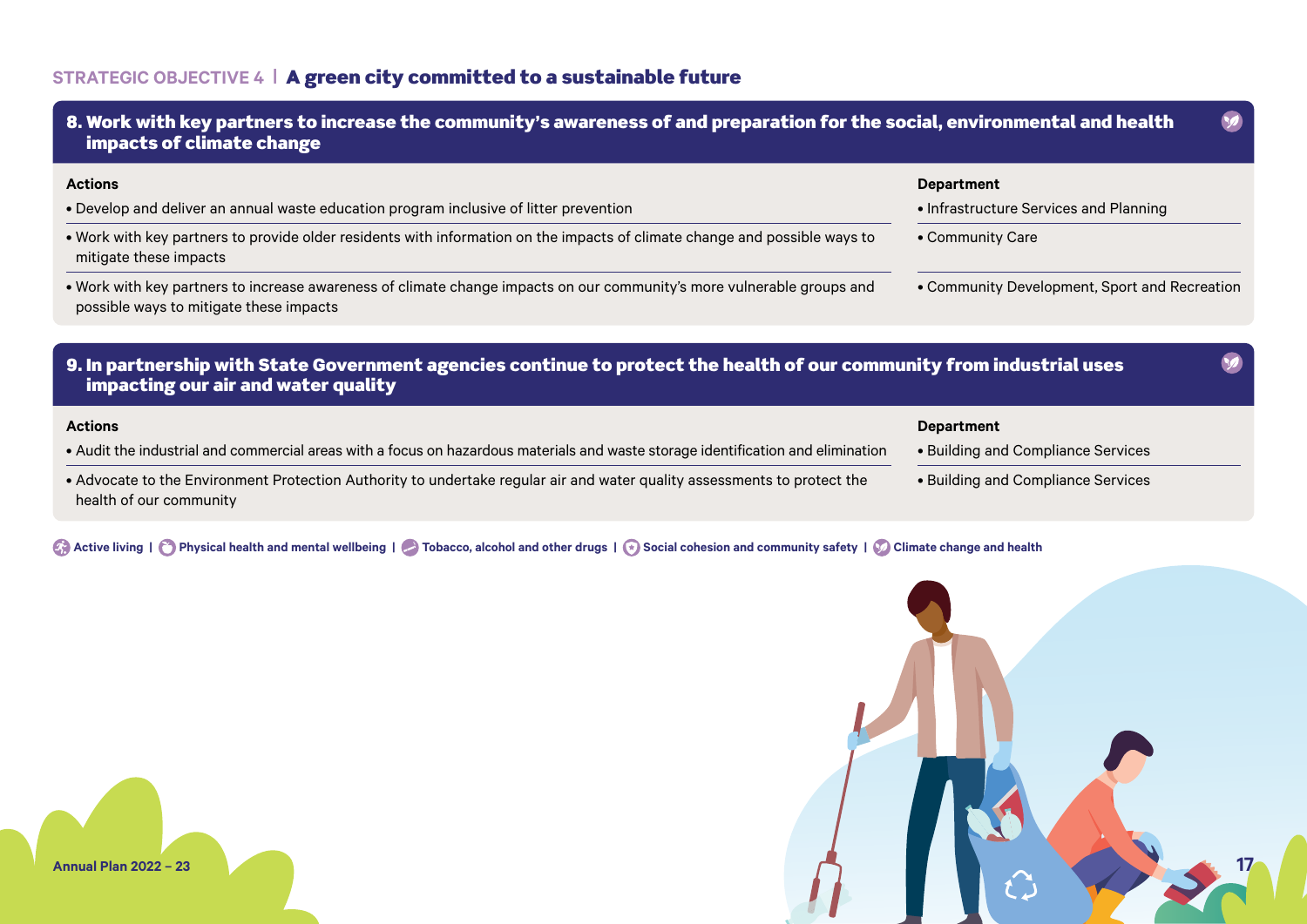## STRATEGIC OBJECTIVE 4 | A green city committed to a sustainable future

### 8. Work with key partners to increase the community's awareness of and preparation for the social, environmental and health impacts of climate change

| Actions | Department |
|---|---|
| • Develop and deliver an annual waste education program inclusive of litter prevention | • Infrastructure Services and Planning |
| • Work with key partners to provide older residents with information on the impacts of climate change and possible ways to mitigate these impacts | • Community Care |
| • Work with key partners to increase awareness of climate change impacts on our community's more vulnerable groups and possible ways to mitigate these impacts | • Community Development, Sport and Recreation |

### 9. In partnership with State Government agencies continue to protect the health of our community from industrial uses impacting our air and water quality

| Actions | Department |
|---|---|
| • Audit the industrial and commercial areas with a focus on hazardous materials and waste storage identification and elimination | • Building and Compliance Services |
| • Advocate to the Environment Protection Authority to undertake regular air and water quality assessments to protect the health of our community | • Building and Compliance Services |

Active living | Physical health and mental wellbeing | Tobacco, alcohol and other drugs | Social cohesion and community safety | Climate change and health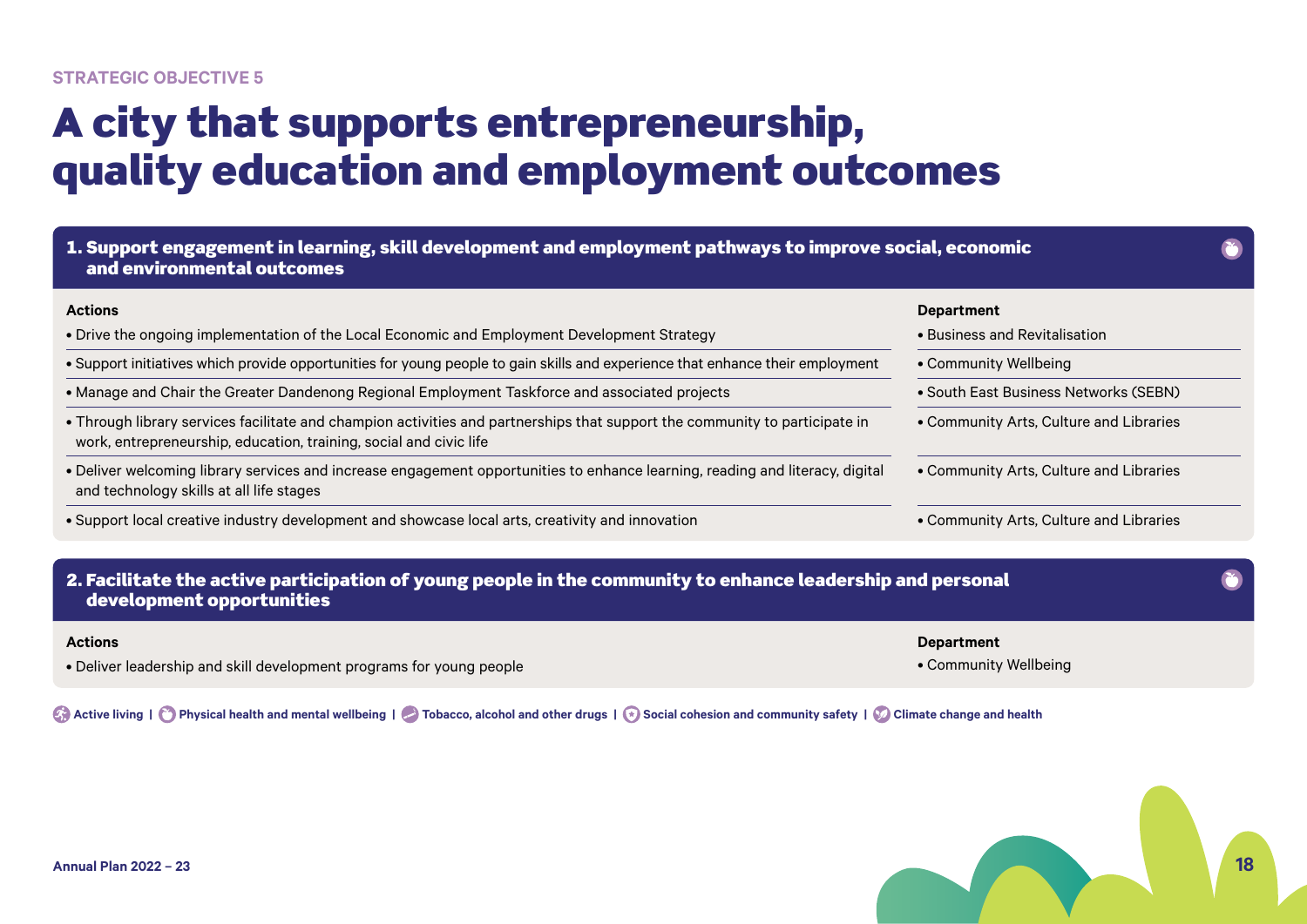STRATEGIC OBJECTIVE 5

# A city that supports entrepreneurship, quality education and employment outcomes

## 1. Support engagement in learning, skill development and employment pathways to improve social, economic and environmental outcomes

| Actions | Department |
| --- | --- |
| • Drive the ongoing implementation of the Local Economic and Employment Development Strategy | • Business and Revitalisation |
| • Support initiatives which provide opportunities for young people to gain skills and experience that enhance their employment | • Community Wellbeing |
| • Manage and Chair the Greater Dandenong Regional Employment Taskforce and associated projects | • South East Business Networks (SEBN) |
| • Through library services facilitate and champion activities and partnerships that support the community to participate in work, entrepreneurship, education, training, social and civic life | • Community Arts, Culture and Libraries |
| • Deliver welcoming library services and increase engagement opportunities to enhance learning, reading and literacy, digital and technology skills at all life stages | • Community Arts, Culture and Libraries |
| • Support local creative industry development and showcase local arts, creativity and innovation | • Community Arts, Culture and Libraries |

## 2. Facilitate the active participation of young people in the community to enhance leadership and personal development opportunities

| Actions | Department |
| --- | --- |
| • Deliver leadership and skill development programs for young people | • Community Wellbeing |

**Active living | Physical health and mental wellbeing | Tobacco, alcohol and other drugs | Social cohesion and community safety | Climate change and health**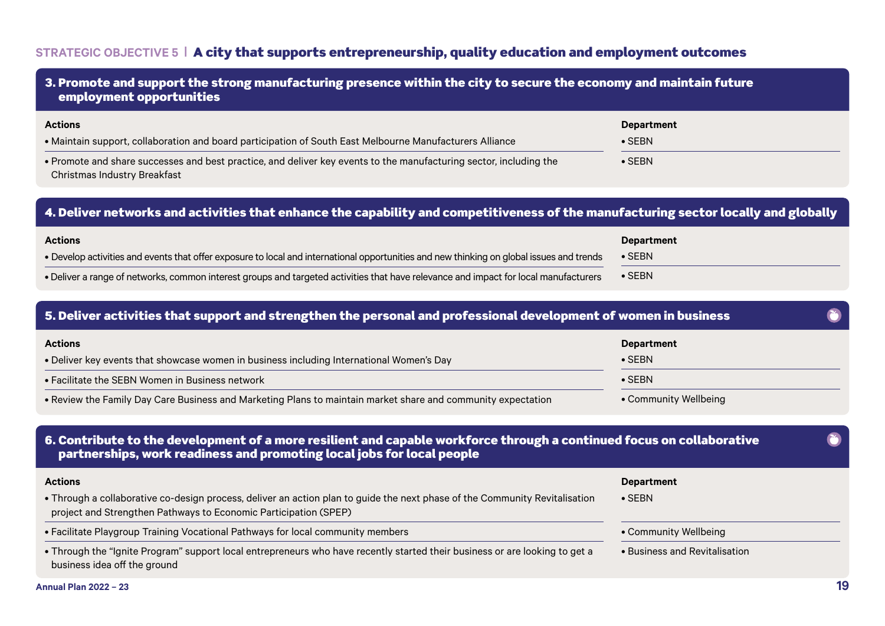## STRATEGIC OBJECTIVE 5 | A city that supports entrepreneurship, quality education and employment outcomes

### 3. Promote and support the strong manufacturing presence within the city to secure the economy and maintain future employment opportunities

| Actions | Department |
|---|---|
| • Maintain support, collaboration and board participation of South East Melbourne Manufacturers Alliance | • SEBN |
| • Promote and share successes and best practice, and deliver key events to the manufacturing sector, including the Christmas Industry Breakfast | • SEBN |

### 4. Deliver networks and activities that enhance the capability and competitiveness of the manufacturing sector locally and globally

| Actions | Department |
|---|---|
| • Develop activities and events that offer exposure to local and international opportunities and new thinking on global issues and trends | • SEBN |
| • Deliver a range of networks, common interest groups and targeted activities that have relevance and impact for local manufacturers | • SEBN |

### 5. Deliver activities that support and strengthen the personal and professional development of women in business

| Actions | Department |
|---|---|
| • Deliver key events that showcase women in business including International Women's Day | • SEBN |
| • Facilitate the SEBN Women in Business network | • SEBN |
| • Review the Family Day Care Business and Marketing Plans to maintain market share and community expectation | • Community Wellbeing |

### 6. Contribute to the development of a more resilient and capable workforce through a continued focus on collaborative partnerships, work readiness and promoting local jobs for local people

| Actions | Department |
|---|---|
| • Through a collaborative co-design process, deliver an action plan to guide the next phase of the Community Revitalisation project and Strengthen Pathways to Economic Participation (SPEP) | • SEBN |
| • Facilitate Playgroup Training Vocational Pathways for local community members | • Community Wellbeing |
| • Through the "Ignite Program" support local entrepreneurs who have recently started their business or are looking to get a business idea off the ground | • Business and Revitalisation |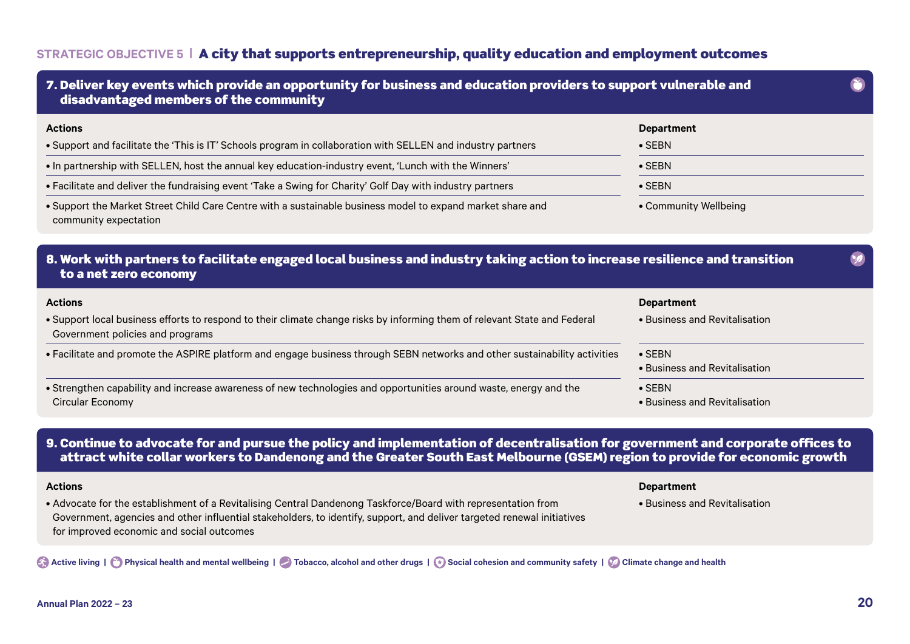## STRATEGIC OBJECTIVE 5 | A city that supports entrepreneurship, quality education and employment outcomes

### 7. Deliver key events which provide an opportunity for business and education providers to support vulnerable and disadvantaged members of the community

| Actions | Department |
|---|---|
| • Support and facilitate the 'This is IT' Schools program in collaboration with SELLEN and industry partners | • SEBN |
| • In partnership with SELLEN, host the annual key education-industry event, 'Lunch with the Winners' | • SEBN |
| • Facilitate and deliver the fundraising event 'Take a Swing for Charity' Golf Day with industry partners | • SEBN |
| • Support the Market Street Child Care Centre with a sustainable business model to expand market share and community expectation | • Community Wellbeing |

### 8. Work with partners to facilitate engaged local business and industry taking action to increase resilience and transition to a net zero economy

| Actions | Department |
|---|---|
| • Support local business efforts to respond to their climate change risks by informing them of relevant State and Federal Government policies and programs | • Business and Revitalisation |
| • Facilitate and promote the ASPIRE platform and engage business through SEBN networks and other sustainability activities | • SEBN<br>• Business and Revitalisation |
| • Strengthen capability and increase awareness of new technologies and opportunities around waste, energy and the Circular Economy | • SEBN<br>• Business and Revitalisation |

### 9. Continue to advocate for and pursue the policy and implementation of decentralisation for government and corporate offices to attract white collar workers to Dandenong and the Greater South East Melbourne (GSEM) region to provide for economic growth

| Actions | Department |
|---|---|
| • Advocate for the establishment of a Revitalising Central Dandenong Taskforce/Board with representation from Government, agencies and other influential stakeholders, to identify, support, and deliver targeted renewal initiatives for improved economic and social outcomes | • Business and Revitalisation |

Active living | Physical health and mental wellbeing | Tobacco, alcohol and other drugs | Social cohesion and community safety | Climate change and health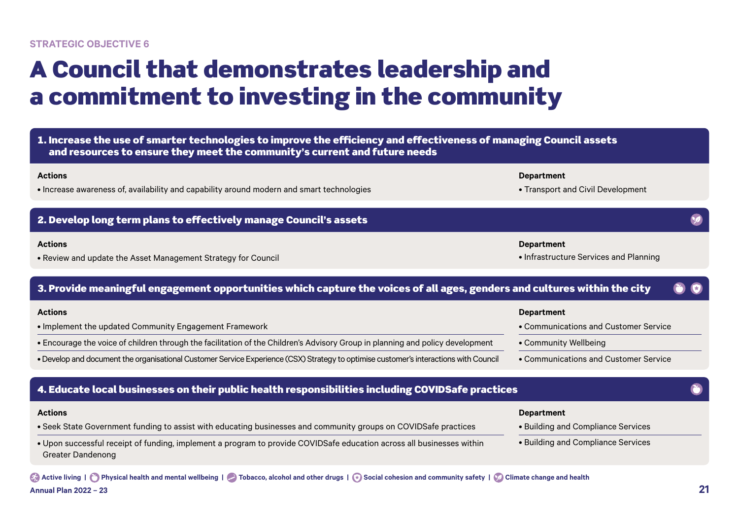STRATEGIC OBJECTIVE 6

# A Council that demonstrates leadership and a commitment to investing in the community

## 1. Increase the use of smarter technologies to improve the efficiency and effectiveness of managing Council assets and resources to ensure they meet the community's current and future needs

| Actions | Department |
|---|---|
| • Increase awareness of, availability and capability around modern and smart technologies | • Transport and Civil Development |

## 2. Develop long term plans to effectively manage Council's assets

| Actions | Department |
|---|---|
| • Review and update the Asset Management Strategy for Council | • Infrastructure Services and Planning |

## 3. Provide meaningful engagement opportunities which capture the voices of all ages, genders and cultures within the city

| Actions | Department |
|---|---|
| • Implement the updated Community Engagement Framework | • Communications and Customer Service |
| • Encourage the voice of children through the facilitation of the Children's Advisory Group in planning and policy development | • Community Wellbeing |
| • Develop and document the organisational Customer Service Experience (CSX) Strategy to optimise customer's interactions with Council | • Communications and Customer Service |

## 4. Educate local businesses on their public health responsibilities including COVIDSafe practices

| Actions | Department |
|---|---|
| • Seek State Government funding to assist with educating businesses and community groups on COVIDSafe practices | • Building and Compliance Services |
| • Upon successful receipt of funding, implement a program to provide COVIDSafe education across all businesses within Greater Dandenong | • Building and Compliance Services |

Active living | Physical health and mental wellbeing | Tobacco, alcohol and other drugs | Social cohesion and community safety | Climate change and health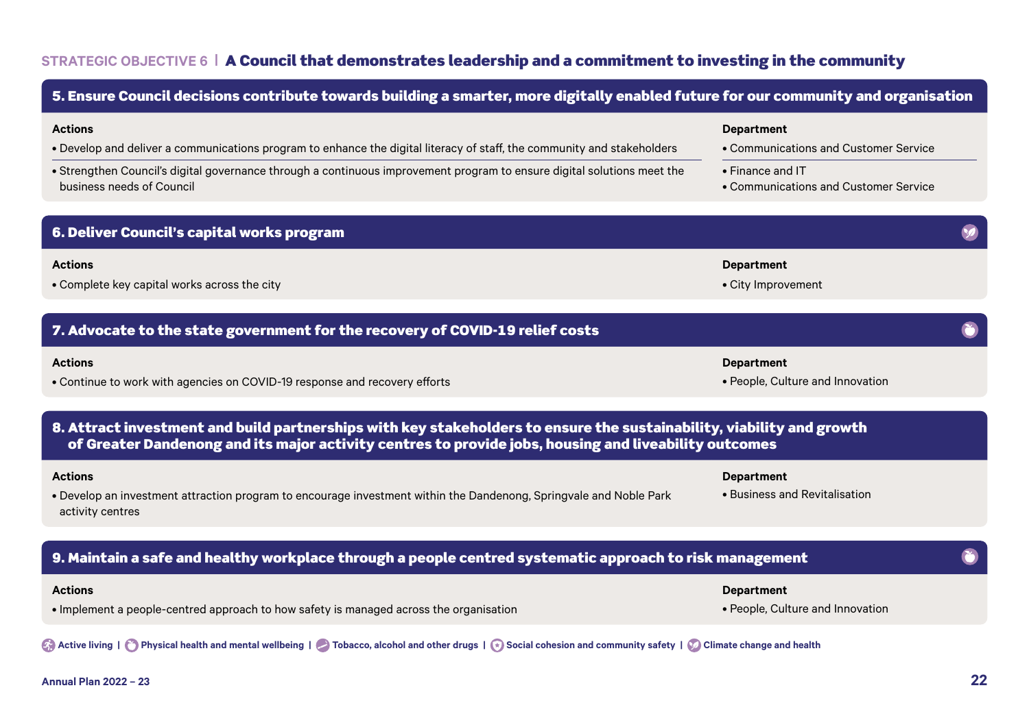## STRATEGIC OBJECTIVE 6 | A Council that demonstrates leadership and a commitment to investing in the community

### 5. Ensure Council decisions contribute towards building a smarter, more digitally enabled future for our community and organisation

| Actions | Department |
| --- | --- |
| • Develop and deliver a communications program to enhance the digital literacy of staff, the community and stakeholders | • Communications and Customer Service |
| • Strengthen Council's digital governance through a continuous improvement program to ensure digital solutions meet the business needs of Council | • Finance and IT<br>• Communications and Customer Service |

### 6. Deliver Council's capital works program

| Actions | Department |
| --- | --- |
| • Complete key capital works across the city | • City Improvement |

### 7. Advocate to the state government for the recovery of COVID-19 relief costs

| Actions | Department |
| --- | --- |
| • Continue to work with agencies on COVID-19 response and recovery efforts | • People, Culture and Innovation |

### 8. Attract investment and build partnerships with key stakeholders to ensure the sustainability, viability and growth of Greater Dandenong and its major activity centres to provide jobs, housing and liveability outcomes

| Actions | Department |
| --- | --- |
| • Develop an investment attraction program to encourage investment within the Dandenong, Springvale and Noble Park activity centres | • Business and Revitalisation |

### 9. Maintain a safe and healthy workplace through a people centred systematic approach to risk management

| Actions | Department |
| --- | --- |
| • Implement a people-centred approach to how safety is managed across the organisation | • People, Culture and Innovation |

Active living | Physical health and mental wellbeing | Tobacco, alcohol and other drugs | Social cohesion and community safety | Climate change and health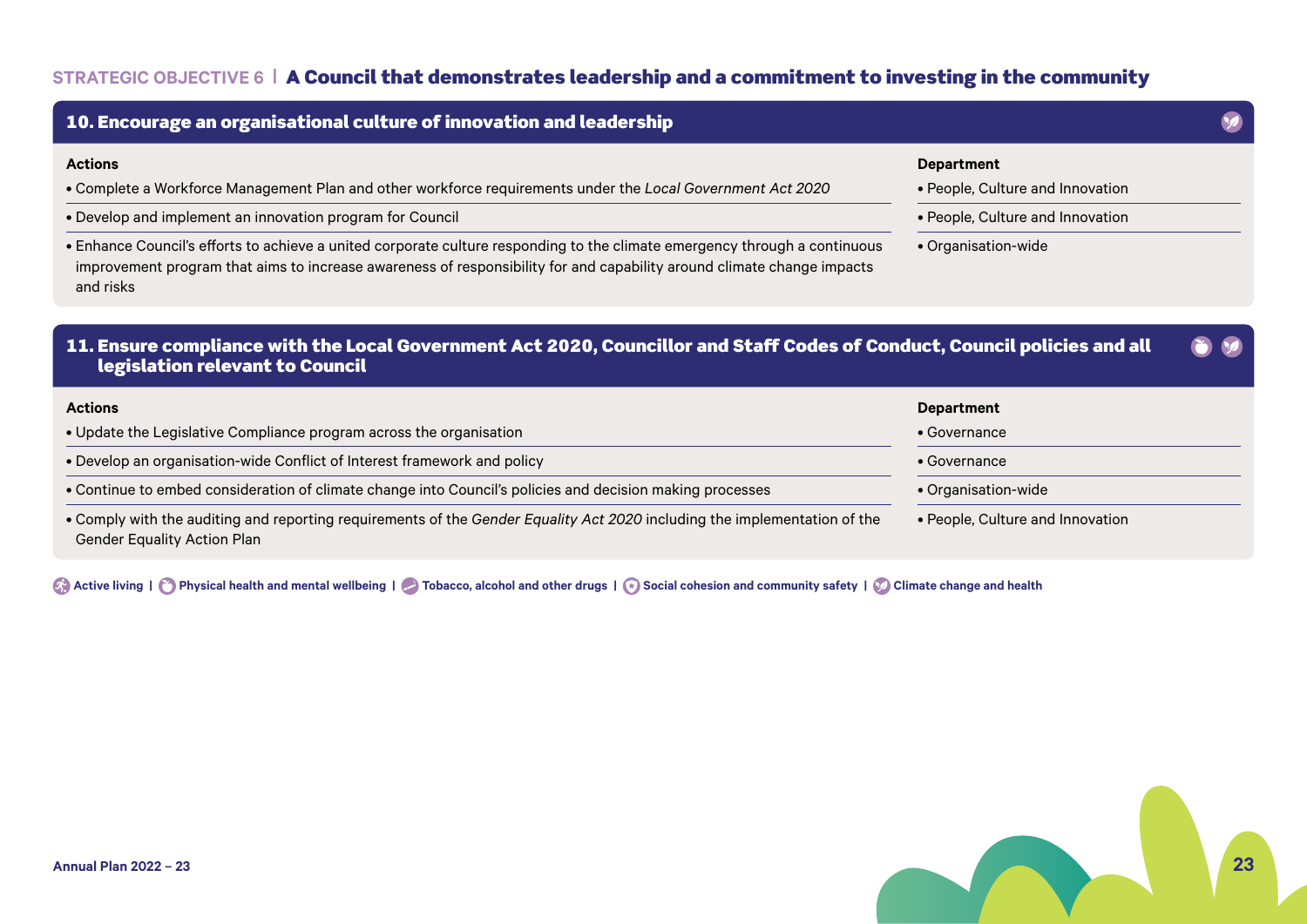## STRATEGIC OBJECTIVE 6 | A Council that demonstrates leadership and a commitment to investing in the community

### 10. Encourage an organisational culture of innovation and leadership

| Actions | Department |
| --- | --- |
| • Complete a Workforce Management Plan and other workforce requirements under the *Local Government Act 2020* | • People, Culture and Innovation |
| • Develop and implement an innovation program for Council | • People, Culture and Innovation |
| • Enhance Council's efforts to achieve a united corporate culture responding to the climate emergency through a continuous improvement program that aims to increase awareness of responsibility for and capability around climate change impacts and risks | • Organisation-wide |

### 11. Ensure compliance with the Local Government Act 2020, Councillor and Staff Codes of Conduct, Council policies and all legislation relevant to Council

| Actions | Department |
| --- | --- |
| • Update the Legislative Compliance program across the organisation | • Governance |
| • Develop an organisation-wide Conflict of Interest framework and policy | • Governance |
| • Continue to embed consideration of climate change into Council's policies and decision making processes | • Organisation-wide |
| • Comply with the auditing and reporting requirements of the *Gender Equality Act 2020* including the implementation of the Gender Equality Action Plan | • People, Culture and Innovation |

**Active living** | **Physical health and mental wellbeing** | **Tobacco, alcohol and other drugs** | **Social cohesion and community safety** | **Climate change and health**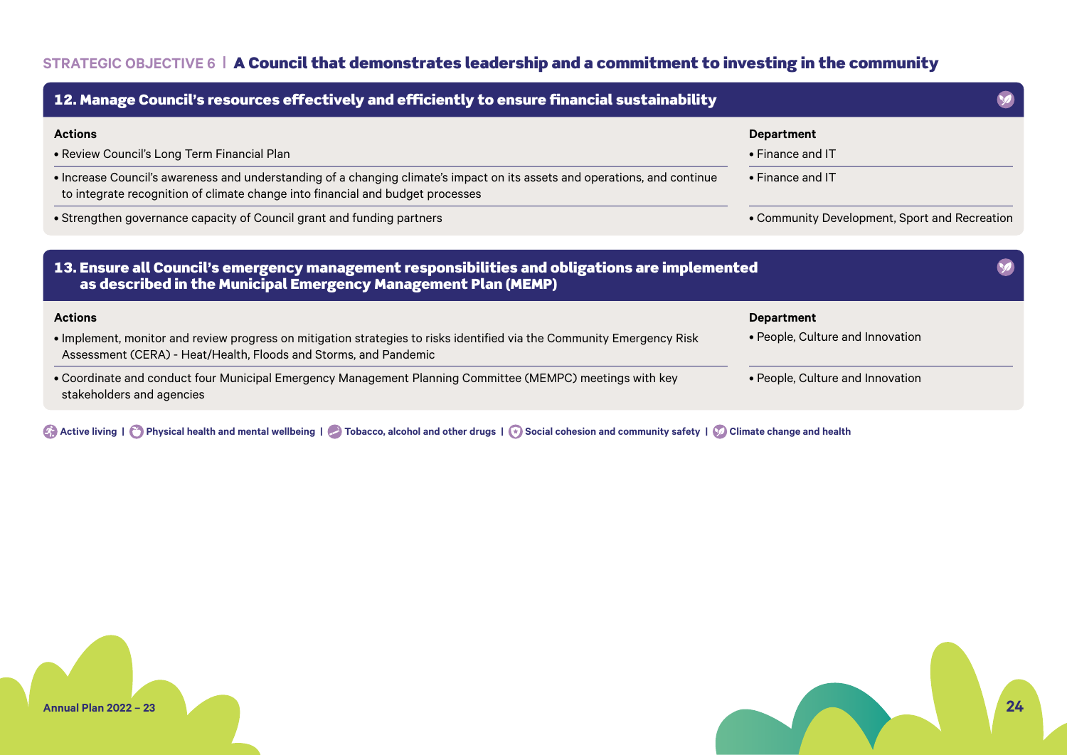## STRATEGIC OBJECTIVE 6 | A Council that demonstrates leadership and a commitment to investing in the community

### 12. Manage Council's resources effectively and efficiently to ensure financial sustainability

| Actions | Department |
| --- | --- |
| • Review Council's Long Term Financial Plan | • Finance and IT |
| • Increase Council's awareness and understanding of a changing climate's impact on its assets and operations, and continue to integrate recognition of climate change into financial and budget processes | • Finance and IT |
| • Strengthen governance capacity of Council grant and funding partners | • Community Development, Sport and Recreation |

### 13. Ensure all Council's emergency management responsibilities and obligations are implemented as described in the Municipal Emergency Management Plan (MEMP)

| Actions | Department |
| --- | --- |
| • Implement, monitor and review progress on mitigation strategies to risks identified via the Community Emergency Risk Assessment (CERA) - Heat/Health, Floods and Storms, and Pandemic | • People, Culture and Innovation |
| • Coordinate and conduct four Municipal Emergency Management Planning Committee (MEMPC) meetings with key stakeholders and agencies | • People, Culture and Innovation |

Active living | Physical health and mental wellbeing | Tobacco, alcohol and other drugs | Social cohesion and community safety | Climate change and health